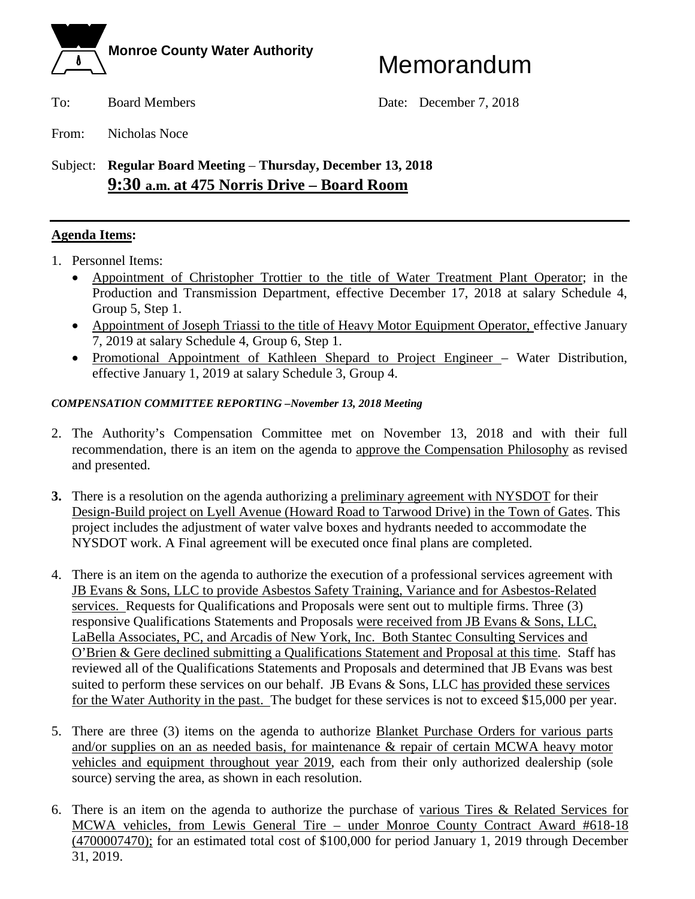**Monroe County Water Authority**

# Memorandum

To: Board Members

Date: December 7, 2018

From: Nicholas Noce

Subject: **Regular Board Meeting – Thursday, December 13, 2018**
**9:30 a.m. at 475 Norris Drive – Board Room**

---

**Agenda Items:**

1. Personnel Items:
   - Appointment of Christopher Trottier to the title of Water Treatment Plant Operator; in the Production and Transmission Department, effective December 17, 2018 at salary Schedule 4, Group 5, Step 1.
   - Appointment of Joseph Triassi to the title of Heavy Motor Equipment Operator, effective January 7, 2019 at salary Schedule 4, Group 6, Step 1.
   - Promotional Appointment of Kathleen Shepard to Project Engineer – Water Distribution, effective January 1, 2019 at salary Schedule 3, Group 4.

***COMPENSATION COMMITTEE REPORTING –November 13, 2018 Meeting***

2. The Authority's Compensation Committee met on November 13, 2018 and with their full recommendation, there is an item on the agenda to approve the Compensation Philosophy as revised and presented.

3. There is a resolution on the agenda authorizing a preliminary agreement with NYSDOT for their Design-Build project on Lyell Avenue (Howard Road to Tarwood Drive) in the Town of Gates. This project includes the adjustment of water valve boxes and hydrants needed to accommodate the NYSDOT work. A Final agreement will be executed once final plans are completed.

4. There is an item on the agenda to authorize the execution of a professional services agreement with JB Evans & Sons, LLC to provide Asbestos Safety Training, Variance and for Asbestos-Related services. Requests for Qualifications and Proposals were sent out to multiple firms. Three (3) responsive Qualifications Statements and Proposals were received from JB Evans & Sons, LLC, LaBella Associates, PC, and Arcadis of New York, Inc. Both Stantec Consulting Services and O'Brien & Gere declined submitting a Qualifications Statement and Proposal at this time. Staff has reviewed all of the Qualifications Statements and Proposals and determined that JB Evans was best suited to perform these services on our behalf. JB Evans & Sons, LLC has provided these services for the Water Authority in the past. The budget for these services is not to exceed $15,000 per year.

5. There are three (3) items on the agenda to authorize Blanket Purchase Orders for various parts and/or supplies on an as needed basis, for maintenance & repair of certain MCWA heavy motor vehicles and equipment throughout year 2019, each from their only authorized dealership (sole source) serving the area, as shown in each resolution.

6. There is an item on the agenda to authorize the purchase of various Tires & Related Services for MCWA vehicles, from Lewis General Tire – under Monroe County Contract Award #618-18 (4700007470); for an estimated total cost of $100,000 for period January 1, 2019 through December 31, 2019.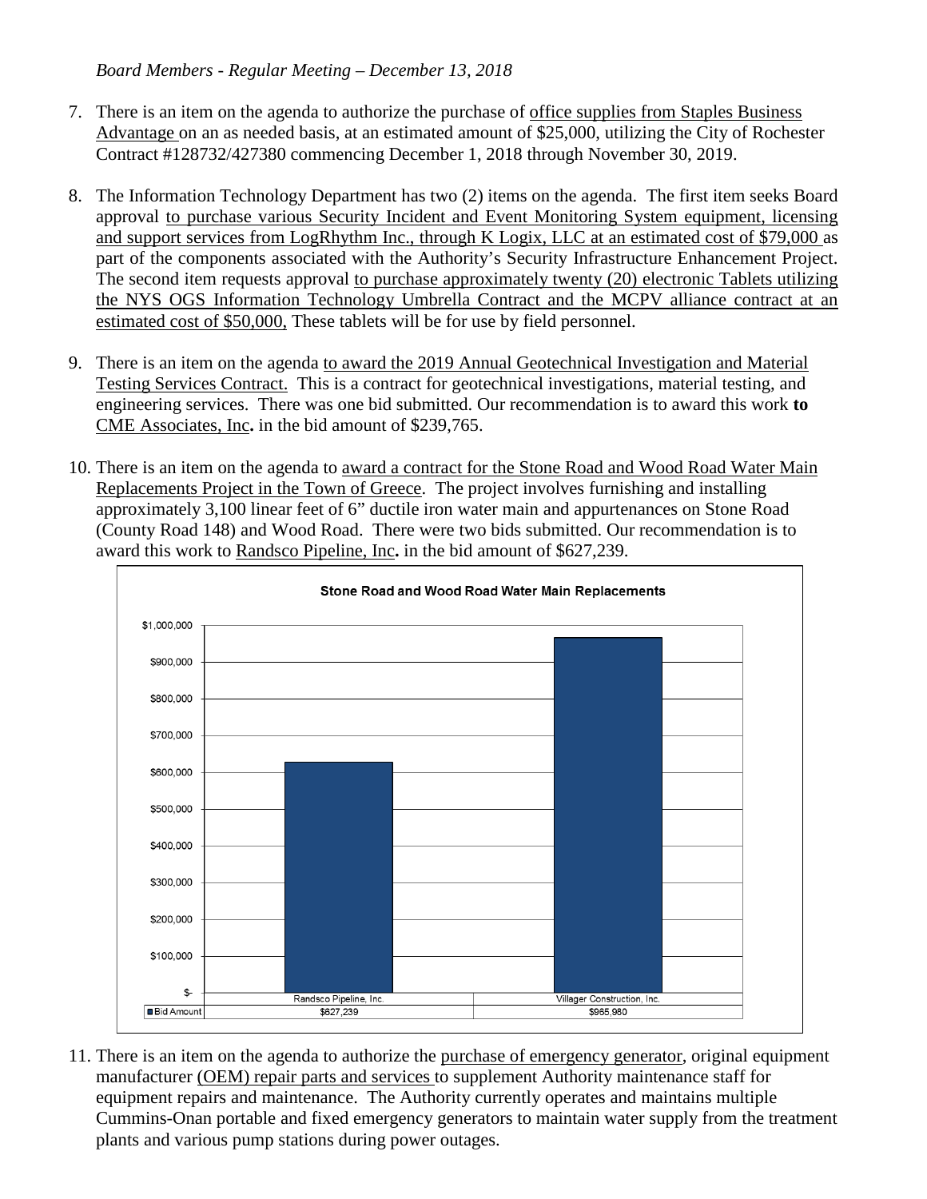*Board Members - Regular Meeting – December 13, 2018*

7. There is an item on the agenda to authorize the purchase of office supplies from Staples Business Advantage on an as needed basis, at an estimated amount of $25,000, utilizing the City of Rochester Contract #128732/427380 commencing December 1, 2018 through November 30, 2019.

8. The Information Technology Department has two (2) items on the agenda. The first item seeks Board approval to purchase various Security Incident and Event Monitoring System equipment, licensing and support services from LogRhythm Inc., through K Logix, LLC at an estimated cost of $79,000 as part of the components associated with the Authority's Security Infrastructure Enhancement Project. The second item requests approval to purchase approximately twenty (20) electronic Tablets utilizing the NYS OGS Information Technology Umbrella Contract and the MCPV alliance contract at an estimated cost of $50,000, These tablets will be for use by field personnel.

9. There is an item on the agenda to award the 2019 Annual Geotechnical Investigation and Material Testing Services Contract. This is a contract for geotechnical investigations, material testing, and engineering services. There was one bid submitted. Our recommendation is to award this work **to** CME Associates, Inc**.** in the bid amount of $239,765.

10. There is an item on the agenda to award a contract for the Stone Road and Wood Road Water Main Replacements Project in the Town of Greece. The project involves furnishing and installing approximately 3,100 linear feet of 6" ductile iron water main and appurtenances on Stone Road (County Road 148) and Wood Road. There were two bids submitted. Our recommendation is to award this work to Randsco Pipeline, Inc**.** in the bid amount of $627,239.

**Stone Road and Wood Road Water Main Replacements**

| | Randsco Pipeline, Inc. | Villager Construction, Inc. |
|---|---|---|
| Bid Amount | $627,239 | $965,980 |

11. There is an item on the agenda to authorize the purchase of emergency generator, original equipment manufacturer (OEM) repair parts and services to supplement Authority maintenance staff for equipment repairs and maintenance. The Authority currently operates and maintains multiple Cummins-Onan portable and fixed emergency generators to maintain water supply from the treatment plants and various pump stations during power outages.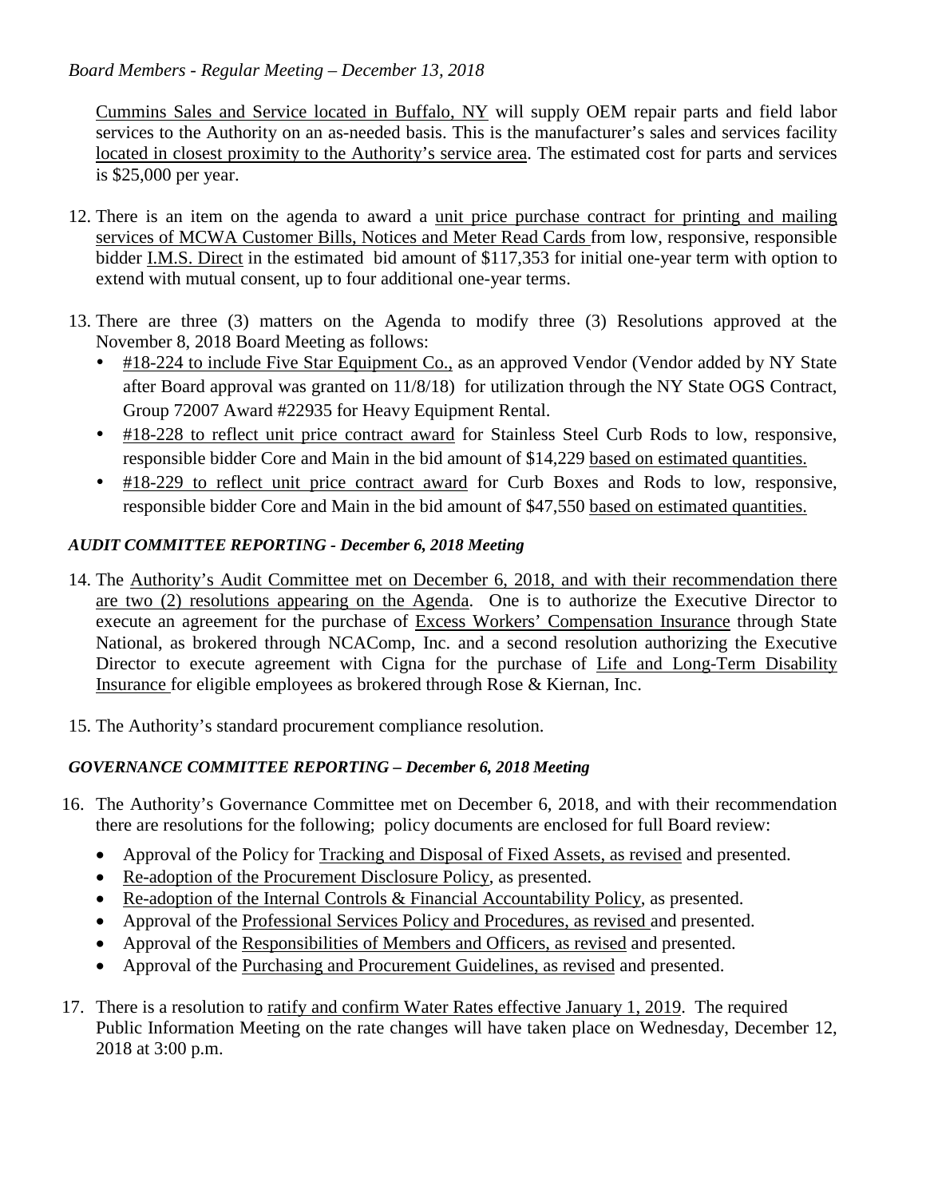Cummins Sales and Service located in Buffalo, NY will supply OEM repair parts and field labor services to the Authority on an as-needed basis. This is the manufacturer's sales and services facility located in closest proximity to the Authority's service area. The estimated cost for parts and services is $25,000 per year.

12. There is an item on the agenda to award a unit price purchase contract for printing and mailing services of MCWA Customer Bills, Notices and Meter Read Cards from low, responsive, responsible bidder I.M.S. Direct in the estimated bid amount of $117,353 for initial one-year term with option to extend with mutual consent, up to four additional one-year terms.

13. There are three (3) matters on the Agenda to modify three (3) Resolutions approved at the November 8, 2018 Board Meeting as follows:
    - #18-224 to include Five Star Equipment Co., as an approved Vendor (Vendor added by NY State after Board approval was granted on 11/8/18) for utilization through the NY State OGS Contract, Group 72007 Award #22935 for Heavy Equipment Rental.
    - #18-228 to reflect unit price contract award for Stainless Steel Curb Rods to low, responsive, responsible bidder Core and Main in the bid amount of $14,229 based on estimated quantities.
    - #18-229 to reflect unit price contract award for Curb Boxes and Rods to low, responsive, responsible bidder Core and Main in the bid amount of $47,550 based on estimated quantities.

### *AUDIT COMMITTEE REPORTING - December 6, 2018 Meeting*

14. The Authority's Audit Committee met on December 6, 2018, and with their recommendation there are two (2) resolutions appearing on the Agenda. One is to authorize the Executive Director to execute an agreement for the purchase of Excess Workers' Compensation Insurance through State National, as brokered through NCAComp, Inc. and a second resolution authorizing the Executive Director to execute agreement with Cigna for the purchase of Life and Long-Term Disability Insurance for eligible employees as brokered through Rose & Kiernan, Inc.

15. The Authority's standard procurement compliance resolution.

### *GOVERNANCE COMMITTEE REPORTING – December 6, 2018 Meeting*

16. The Authority's Governance Committee met on December 6, 2018, and with their recommendation there are resolutions for the following; policy documents are enclosed for full Board review:
    - Approval of the Policy for Tracking and Disposal of Fixed Assets, as revised and presented.
    - Re-adoption of the Procurement Disclosure Policy, as presented.
    - Re-adoption of the Internal Controls & Financial Accountability Policy, as presented.
    - Approval of the Professional Services Policy and Procedures, as revised and presented.
    - Approval of the Responsibilities of Members and Officers, as revised and presented.
    - Approval of the Purchasing and Procurement Guidelines, as revised and presented.

17. There is a resolution to ratify and confirm Water Rates effective January 1, 2019. The required Public Information Meeting on the rate changes will have taken place on Wednesday, December 12, 2018 at 3:00 p.m.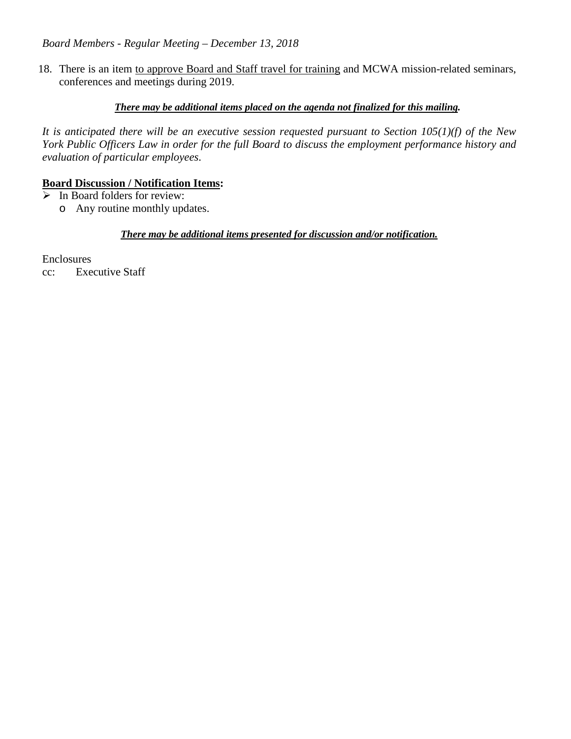18. There is an item to approve Board and Staff travel for training and MCWA mission-related seminars, conferences and meetings during 2019.

***There may be additional items placed on the agenda not finalized for this mailing.***

*It is anticipated there will be an executive session requested pursuant to Section 105(1)(f) of the New York Public Officers Law in order for the full Board to discuss the employment performance history and evaluation of particular employees.*

**Board Discussion / Notification Items:**

- In Board folders for review:
  - Any routine monthly updates.

***There may be additional items presented for discussion and/or notification.***

Enclosures
cc: Executive Staff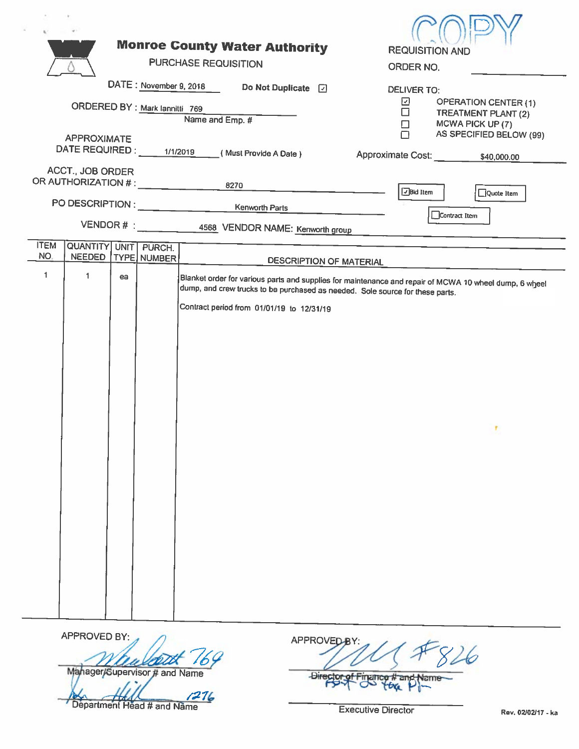COPY

# Monroe County Water Authority

PURCHASE REQUISITION

REQUISITION AND ORDER NO. ____________

DATE : November 9, 2018 Do Not Duplicate ☑

ORDERED BY : Mark Iannitti 769
Name and Emp. #

APPROXIMATE DATE REQUIRED : 1/1/2019 ( Must Provide A Date )

DELIVER TO:
- ☑ OPERATION CENTER (1)
- ☐ TREATMENT PLANT (2)
- ☐ MCWA PICK UP (7)
- ☐ AS SPECIFIED BELOW (99)

Approximate Cost: $40,000.00

ACCT., JOB ORDER OR AUTHORIZATION # : 8270

☑ Bid Item ☐ Quote Item ☐ Contract Item

PO DESCRIPTION : Kenworth Parts

VENDOR # : 4568 VENDOR NAME: Kenworth group

| ITEM NO. | QUANTITY NEEDED | UNIT TYPE | PURCH. NUMBER | DESCRIPTION OF MATERIAL |
|---|---|---|---|---|
| 1 | 1 | ea | | Blanket order for various parts and supplies for maintenance and repair of MCWA 10 wheel dump, 6 wheel dump, and crew trucks to be purchased as needed. Sole source for these parts.<br><br>Contract period from 01/01/19 to 12/31/19 |

APPROVED BY:

769
Manager/Supervisor # and Name

1276
Department Head # and Name

APPROVED BY:

#826
~~Director of Finance # and Name~~

Executive Director

Rev. 02/02/17 - ka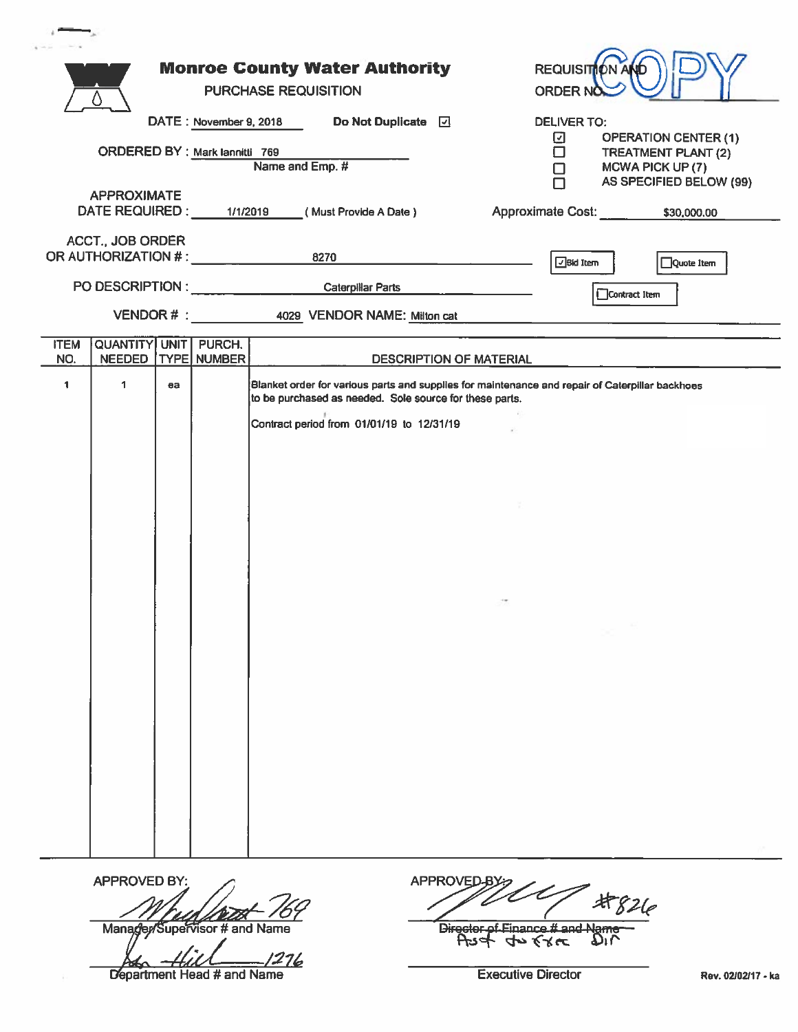# Monroe County Water Authority

## PURCHASE REQUISITION

REQUISITION AND ORDER NO. COPY

DATE : November 9, 2018 Do Not Duplicate ☑

ORDERED BY : Mark Iannitti 769
Name and Emp. #

APPROXIMATE DATE REQUIRED : 1/1/2019 ( Must Provide A Date )

DELIVER TO:

- ☑ OPERATION CENTER (1)
- ☐ TREATMENT PLANT (2)
- ☐ MCWA PICK UP (7)
- ☐ AS SPECIFIED BELOW (99)

Approximate Cost: $30,000.00

ACCT., JOB ORDER OR AUTHORIZATION # : 8270

☑ Bid Item ☐ Quote Item ☐ Contract Item

PO DESCRIPTION : Caterpillar Parts

VENDOR # : 4029 VENDOR NAME: Milton cat

| ITEM NO. | QUANTITY NEEDED | UNIT TYPE | PURCH. NUMBER | DESCRIPTION OF MATERIAL |
|---|---|---|---|---|
| 1 | 1 | ea | | Blanket order for various parts and supplies for maintenance and repair of Caterpillar backhoes to be purchased as needed. Sole source for these parts.<br><br>Contract period from 01/01/19 to 12/31/19 |

APPROVED BY:

[Signature] 769
Manager/Supervisor # and Name

[Signature] 1276
Department Head # and Name

APPROVED BY: [Signature] #826
~~Director of Finance # and Name~~ Asst to Exec Dir

Executive Director

Rev. 02/02/17 - ka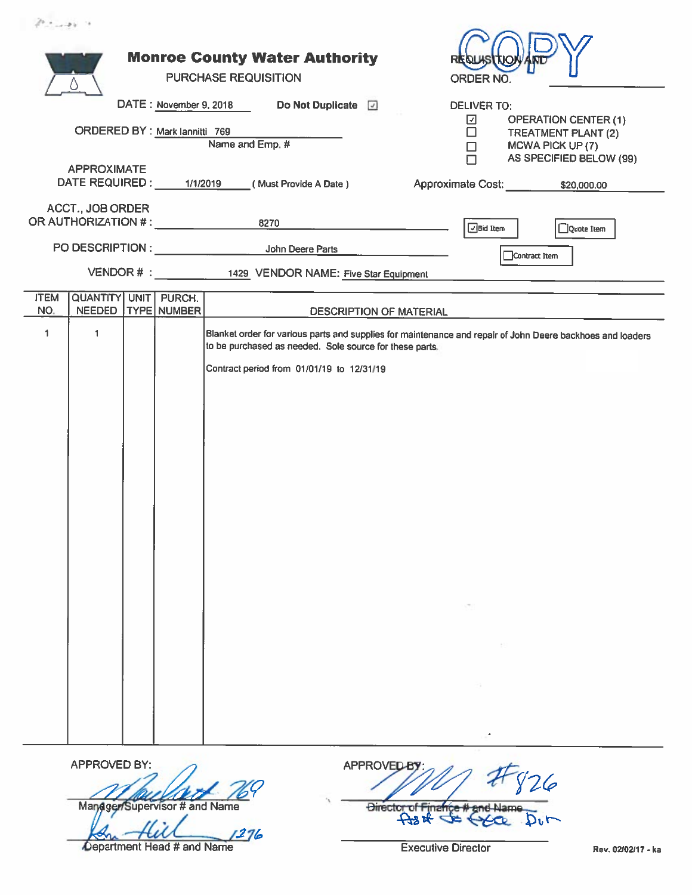# Monroe County Water Authority

PURCHASE REQUISITION

COPY

REQUISITION AND ORDER NO. \_\_\_\_\_\_\_\_\_\_

DATE : November 9, 2018 &nbsp;&nbsp;&nbsp; Do Not Duplicate ☑

ORDERED BY : Mark Iannitti 769
Name and Emp. #

DELIVER TO:
- ☑ OPERATION CENTER (1)
- ☐ TREATMENT PLANT (2)
- ☐ MCWA PICK UP (7)
- ☐ AS SPECIFIED BELOW (99)

APPROXIMATE DATE REQUIRED : 1/1/2019 ( Must Provide A Date )

Approximate Cost: $20,000.00

ACCT., JOB ORDER OR AUTHORIZATION # : 8270

☑ Bid Item &nbsp;&nbsp; ☐ Quote Item &nbsp;&nbsp; ☐ Contract Item

PO DESCRIPTION : John Deere Parts

VENDOR # : 1429 &nbsp; VENDOR NAME: Five Star Equipment

| ITEM NO. | QUANTITY NEEDED | UNIT TYPE | PURCH. NUMBER | DESCRIPTION OF MATERIAL |
|---|---|---|---|---|
| 1 | 1 | | | Blanket order for various parts and supplies for maintenance and repair of John Deere backhoes and loaders to be purchased as needed. Sole source for these parts.<br><br>Contract period from 01/01/19 to 12/31/19 |

APPROVED BY:

[signature] 769
Manager/Supervisor # and Name

[signature] 1276
Department Head # and Name

APPROVED BY:

[signature] #826
~~Director of Finance # and Name~~ Ass't to Exec Dir

Executive Director

Rev. 02/02/17 - ka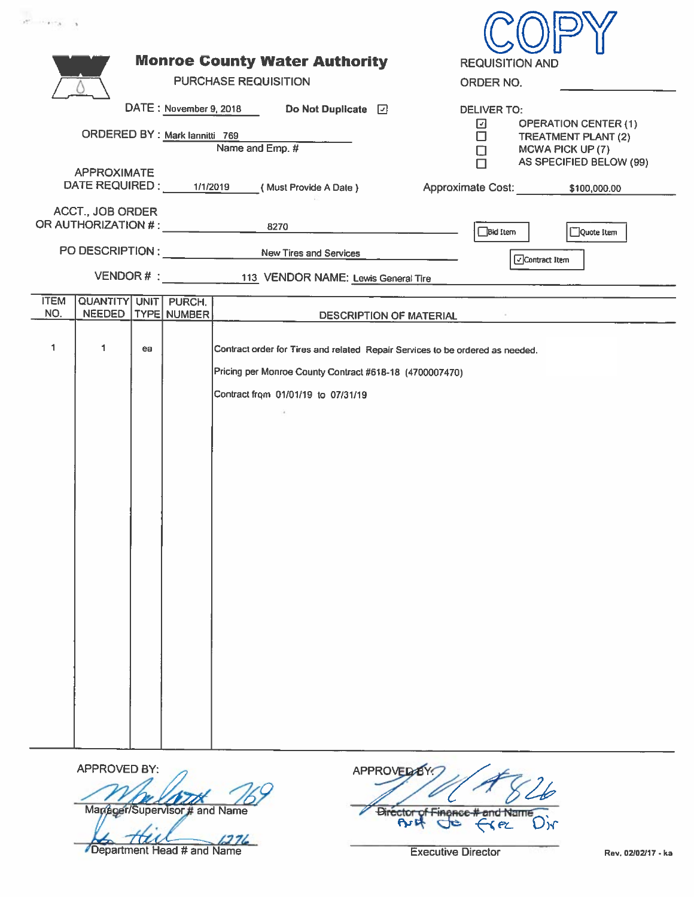COPY

# Monroe County Water Authority

## PURCHASE REQUISITION

REQUISITION AND ORDER NO. ______________

DATE : November 9, 2018 Do Not Duplicate ☑

ORDERED BY : Mark Iannitti 769
Name and Emp. #

DELIVER TO:

- ☑ OPERATION CENTER (1)
- ☐ TREATMENT PLANT (2)
- ☐ MCWA PICK UP (7)
- ☐ AS SPECIFIED BELOW (99)

APPROXIMATE DATE REQUIRED : 1/1/2019 ( Must Provide A Date )

Approximate Cost: $100,000.00

ACCT., JOB ORDER OR AUTHORIZATION # : 8270

☐ Bid Item ☐ Quote Item ☑ Contract Item

PO DESCRIPTION : New Tires and Services

VENDOR # : 113 VENDOR NAME: Lewis General Tire

| ITEM NO. | QUANTITY NEEDED | UNIT TYPE | PURCH. NUMBER | DESCRIPTION OF MATERIAL |
|---|---|---|---|---|
| 1 | 1 | ea | | Contract order for Tires and related Repair Services to be ordered as needed. |
| | | | | Pricing per Monroe County Contract #618-18 (4700007470) |
| | | | | Contract from 01/01/19 to 07/31/19 |

APPROVED BY:

Manager/Supervisor # and Name: *(signature)* 769

Department Head # and Name: *(signature)* 1276

APPROVED BY:

~~Director of Finance # and Name~~ *(signature)* 826 Act Exec Dir

Executive Director

Rev. 02/02/17 - ka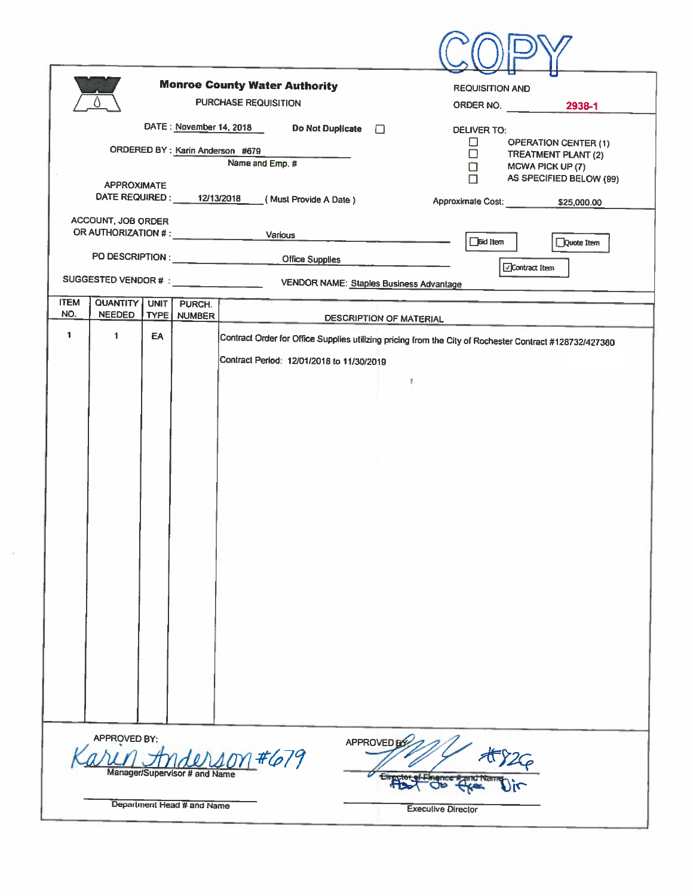COPY

# Monroe County Water Authority

PURCHASE REQUISITION

REQUISITION AND ORDER NO. **2938-1**

DATE : November 14, 2018

Do Not Duplicate ☐

ORDERED BY : Karin Anderson #679
Name and Emp. #

DELIVER TO:
- ☐ OPERATION CENTER (1)
- ☐ TREATMENT PLANT (2)
- ☐ MCWA PICK UP (7)
- ☐ AS SPECIFIED BELOW (99)

APPROXIMATE DATE REQUIRED : 12/13/2018 ( Must Provide A Date )

Approximate Cost: $25,000.00

ACCOUNT, JOB ORDER OR AUTHORIZATION # : Various

☐ Bid Item ☐ Quote Item ☑ Contract Item

PO DESCRIPTION : Office Supplies

SUGGESTED VENDOR # :

VENDOR NAME: Staples Business Advantage

| ITEM NO. | QUANTITY NEEDED | UNIT TYPE | PURCH. NUMBER | DESCRIPTION OF MATERIAL |
|---|---|---|---|---|
| 1 | 1 | EA | | Contract Order for Office Supplies utilizing pricing from the City of Rochester Contract #128732/427380<br><br>Contract Period: 12/01/2018 to 11/30/2019 |

APPROVED BY: Karin Anderson #679
Manager/Supervisor # and Name

Department Head # and Name

APPROVED BY: #826 Asst to Exec Dir
Director of Finance # and Name

Executive Director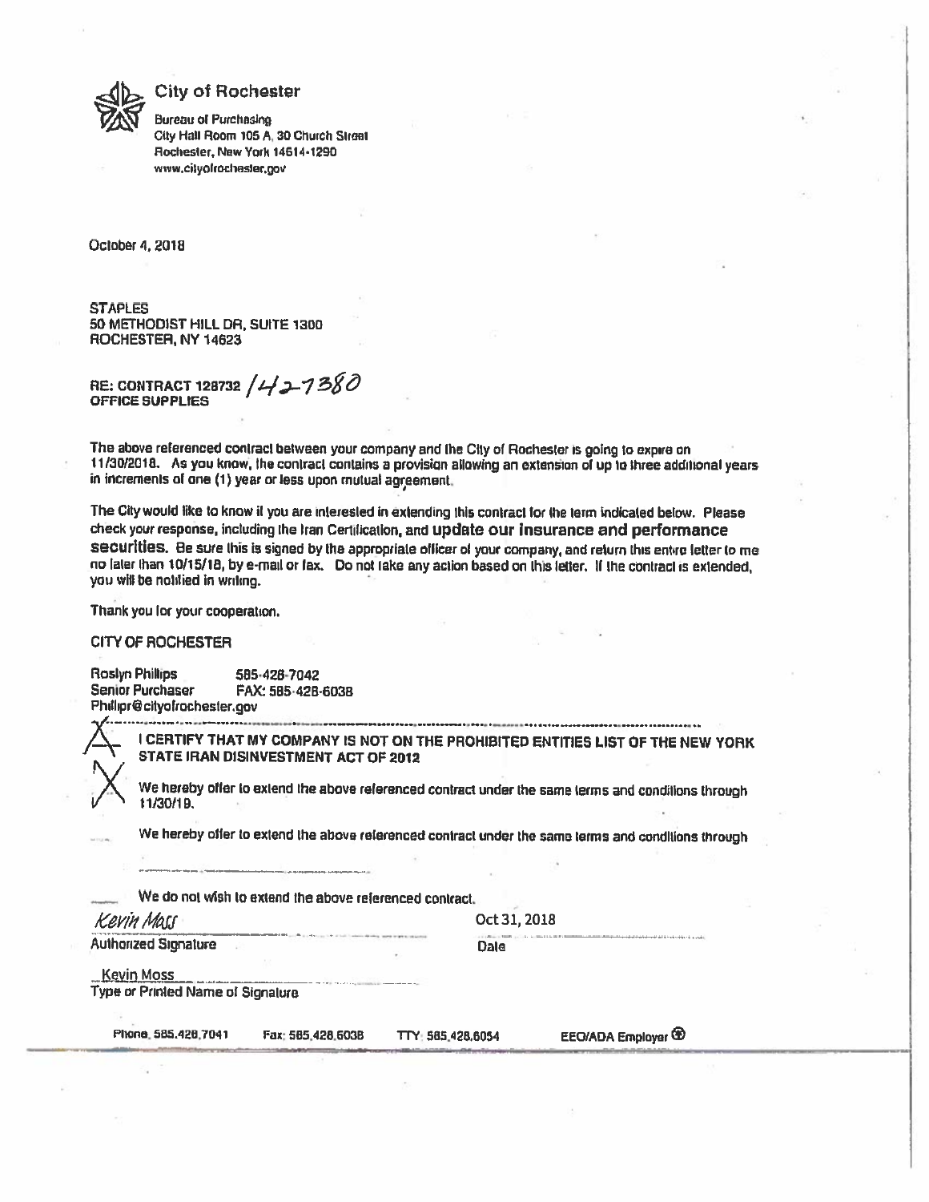**City of Rochester**

Bureau of Purchasing
City Hall Room 105 A, 30 Church Street
Rochester, New York 14614-1290
www.cityofrochester.gov

October 4, 2018

STAPLES
50 METHODIST HILL DR, SUITE 1300
ROCHESTER, NY 14623

RE: CONTRACT 128732 /142-7380
OFFICE SUPPLIES

The above referenced contract between your company and the City of Rochester is going to expire on 11/30/2018. As you know, the contract contains a provision allowing an extension of up to three additional years in increments of one (1) year or less upon mutual agreement.

The City would like to know if you are interested in extending this contract for the term indicated below. Please check your response, including the Iran Certification, and **update our insurance and performance securities.** Be sure this is signed by the appropriate officer of your company, and return this entire letter to me no later than 10/15/18, by e-mail or fax. Do not take any action based on this letter. If the contract is extended, you will be notified in writing.

Thank you for your cooperation.

CITY OF ROCHESTER

Roslyn Phillips 585-428-7042
Senior Purchaser FAX: 585-428-6038
Phillipr@cityofrochester.gov

X I CERTIFY THAT MY COMPANY IS NOT ON THE PROHIBITED ENTITIES LIST OF THE NEW YORK STATE IRAN DISINVESTMENT ACT OF 2012

X We hereby offer to extend the above referenced contract under the same terms and conditions through 11/30/19.

___ We hereby offer to extend the above referenced contract under the same terms and conditions through ______________________

___ We do not wish to extend the above referenced contract.

*Kevin Moss* — Authorized Signature

Oct 31, 2018 — Date

Kevin Moss — Type or Printed Name of Signature

Phone: 585.428.7041 Fax: 585.428.6038 TTY: 585.428.6054 EEO/ADA Employer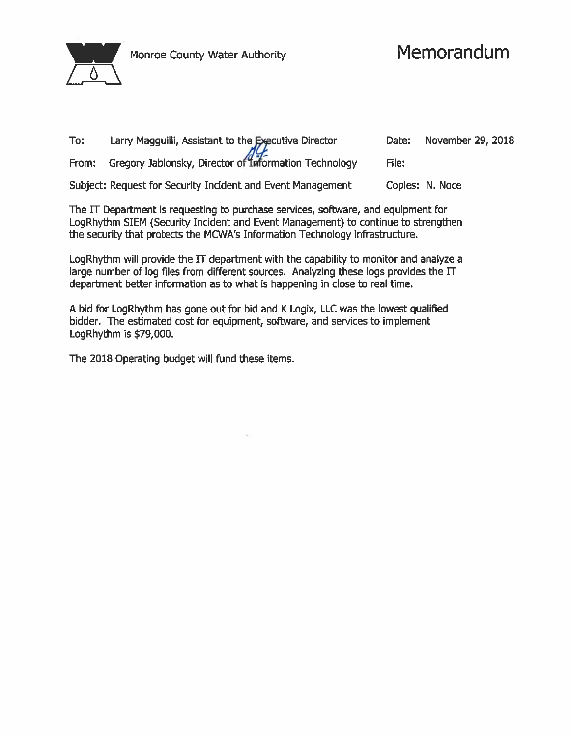Monroe County Water Authority

# Memorandum

| | | | |
|---|---|---|---|
| To: | Larry Magguilli, Assistant to the Executive Director | Date: | November 29, 2018 |
| From: | Gregory Jablonsky, Director of Information Technology | File: | |
| Subject: | Request for Security Incident and Event Management | Copies: | N. Noce |

The IT Department is requesting to purchase services, software, and equipment for LogRhythm SIEM (Security Incident and Event Management) to continue to strengthen the security that protects the MCWA's Information Technology infrastructure.

LogRhythm will provide the IT department with the capability to monitor and analyze a large number of log files from different sources. Analyzing these logs provides the IT department better information as to what is happening in close to real time.

A bid for LogRhythm has gone out for bid and K Logix, LLC was the lowest qualified bidder. The estimated cost for equipment, software, and services to implement LogRhythm is $79,000.

The 2018 Operating budget will fund these items.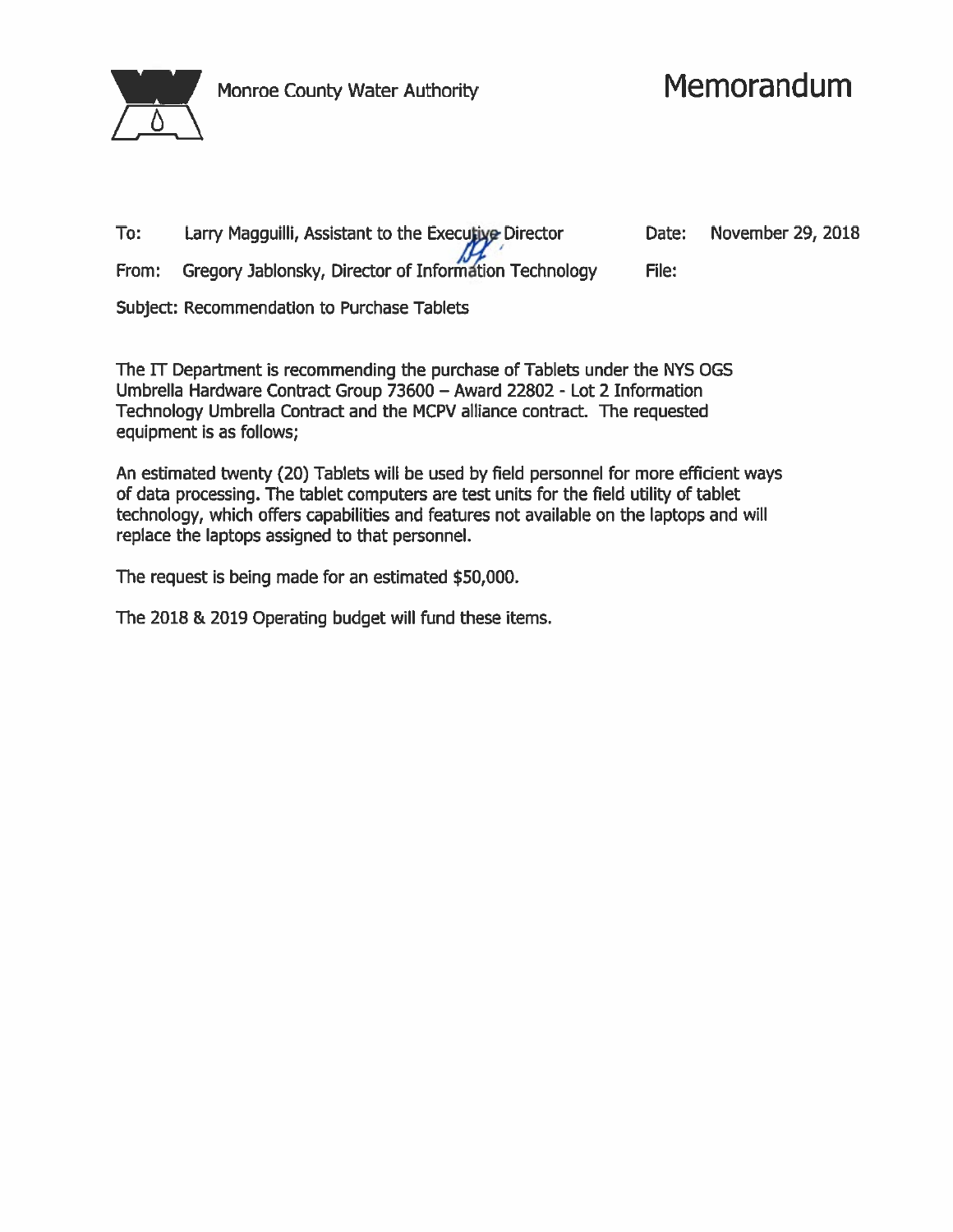Monroe County Water Authority

# Memorandum

To: Larry Magguilli, Assistant to the Executive Director  Date: November 29, 2018

From: Gregory Jablonsky, Director of Information Technology  File:

Subject: Recommendation to Purchase Tablets

The IT Department is recommending the purchase of Tablets under the NYS OGS Umbrella Hardware Contract Group 73600 – Award 22802 - Lot 2 Information Technology Umbrella Contract and the MCPV alliance contract. The requested equipment is as follows;

An estimated twenty (20) Tablets will be used by field personnel for more efficient ways of data processing. The tablet computers are test units for the field utility of tablet technology, which offers capabilities and features not available on the laptops and will replace the laptops assigned to that personnel.

The request is being made for an estimated $50,000.

The 2018 & 2019 Operating budget will fund these items.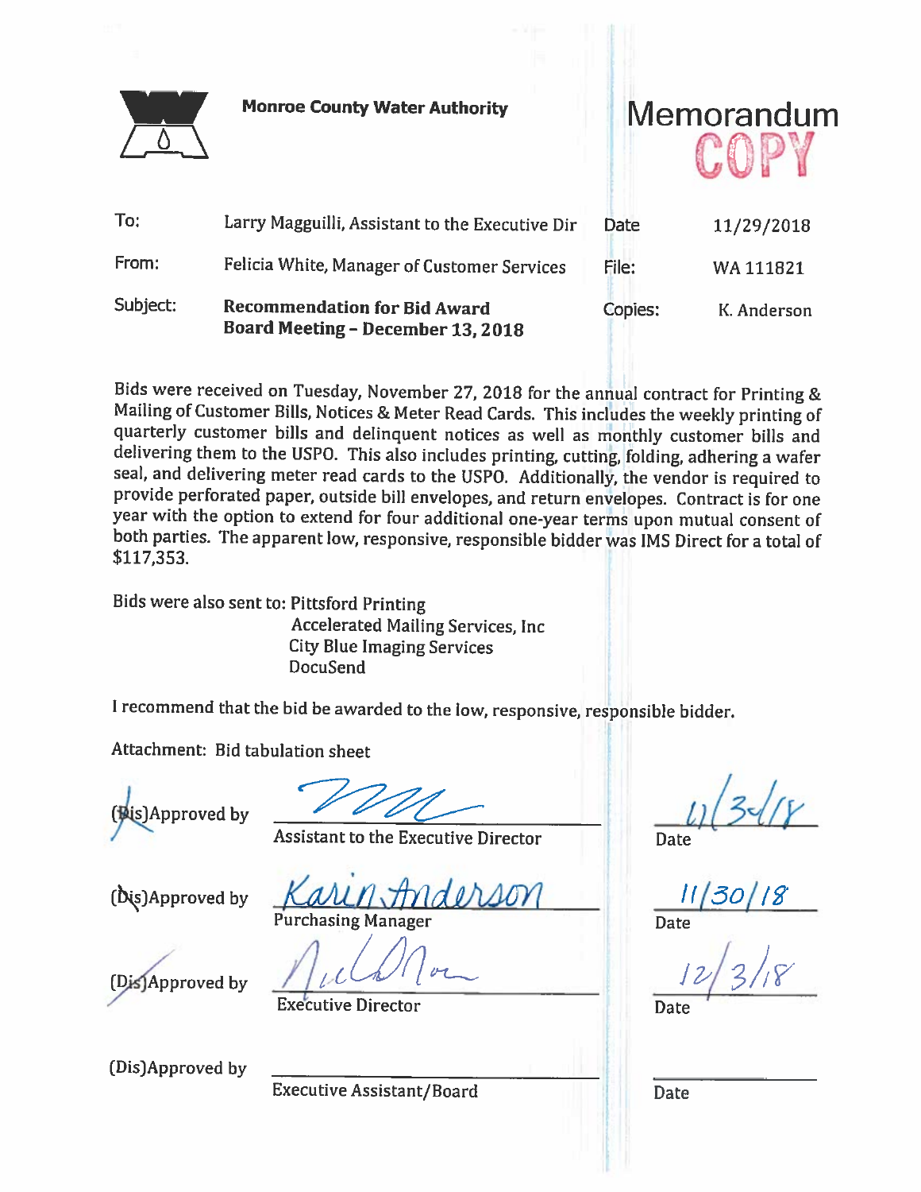**Monroe County Water Authority**

# Memorandum

COPY

| | | | |
|---|---|---|---|
| To: | Larry Magguilli, Assistant to the Executive Dir | Date | 11/29/2018 |
| From: | Felicia White, Manager of Customer Services | File: | WA 111821 |
| Subject: | **Recommendation for Bid Award Board Meeting – December 13, 2018** | Copies: | K. Anderson |

Bids were received on Tuesday, November 27, 2018 for the annual contract for Printing & Mailing of Customer Bills, Notices & Meter Read Cards. This includes the weekly printing of quarterly customer bills and delinquent notices as well as monthly customer bills and delivering them to the USPO. This also includes printing, cutting, folding, adhering a wafer seal, and delivering meter read cards to the USPO. Additionally, the vendor is required to provide perforated paper, outside bill envelopes, and return envelopes. Contract is for one year with the option to extend for four additional one-year terms upon mutual consent of both parties. The apparent low, responsive, responsible bidder was IMS Direct for a total of $117,353.

Bids were also sent to: Pittsford Printing
Accelerated Mailing Services, Inc
City Blue Imaging Services
DocuSend

I recommend that the bid be awarded to the low, responsive, responsible bidder.

Attachment: Bid tabulation sheet

(Dis)Approved by ____________________ Assistant to the Executive Director — Date 11/30/18

(Dis)Approved by Karin Anderson — Purchasing Manager — Date 11/30/18

(Dis)Approved by ____________________ Executive Director — Date 12/3/18

(Dis)Approved by ____________________ Executive Assistant/Board — Date ________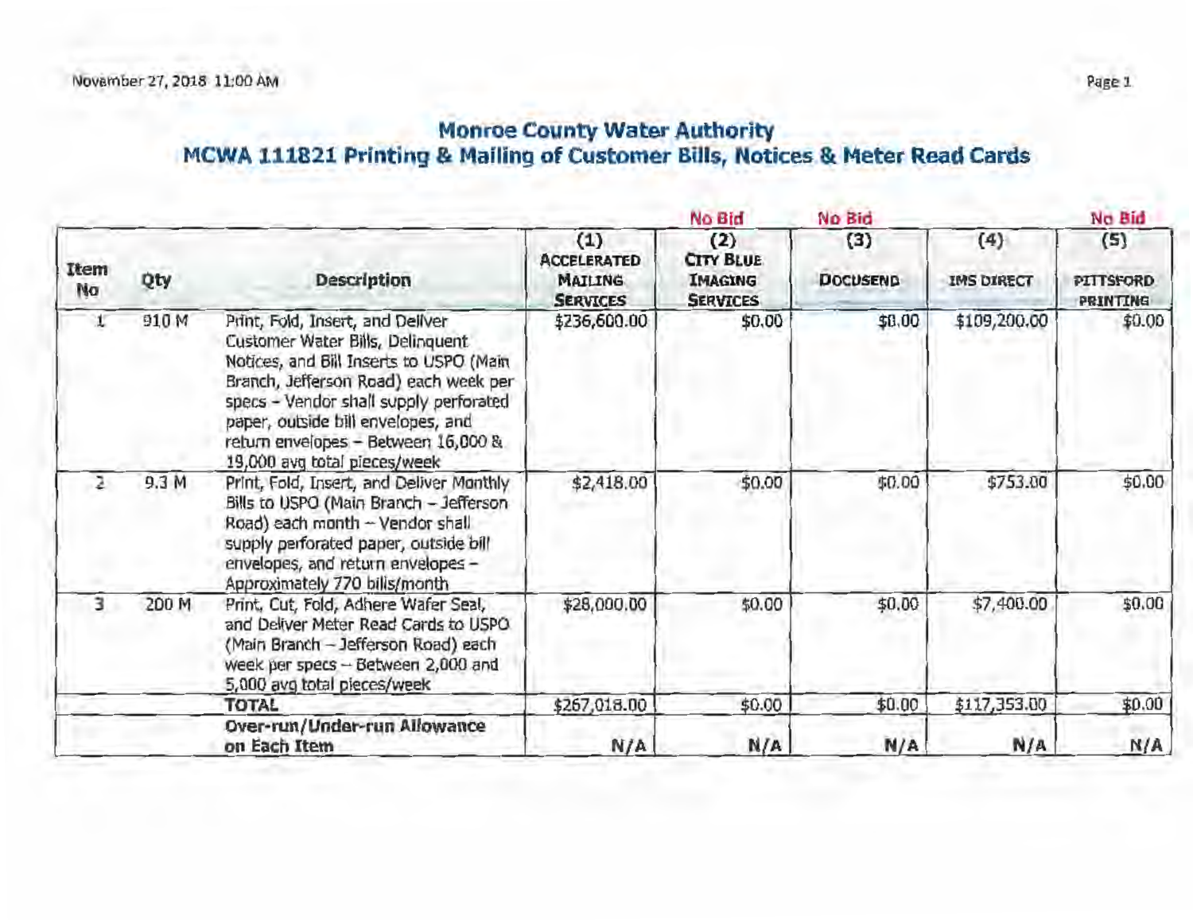November 27, 2018 11:00 AM

## Monroe County Water Authority
## MCWA 111821 Printing & Mailing of Customer Bills, Notices & Meter Read Cards

| Item No | Qty | Description | (1) ACCELERATED MAILING SERVICES | No Bid (2) CITY BLUE IMAGING SERVICES | No Bid (3) DOCUSEND | (4) IMS DIRECT | No Bid (5) PITTSFORD PRINTING |
|---|---|---|---|---|---|---|---|
| 1 | 910 M | Print, Fold, Insert, and Deliver Customer Water Bills, Delinquent Notices, and Bill Inserts to USPO (Main Branch, Jefferson Road) each week per specs – Vendor shall supply perforated paper, outside bill envelopes, and return envelopes – Between 16,000 & 19,000 avg total pieces/week | $236,600.00 | $0.00 | $0.00 | $109,200.00 | $0.00 |
| 2 | 9.3 M | Print, Fold, Insert, and Deliver Monthly Bills to USPO (Main Branch – Jefferson Road) each month – Vendor shall supply perforated paper, outside bill envelopes, and return envelopes – Approximately 770 bills/month | $2,418.00 | $0.00 | $0.00 | $753.00 | $0.00 |
| 3 | 200 M | Print, Cut, Fold, Adhere Wafer Seal, and Deliver Meter Read Cards to USPO (Main Branch – Jefferson Road) each week per specs – Between 2,000 and 5,000 avg total pieces/week | $28,000.00 | $0.00 | $0.00 | $7,400.00 | $0.00 |
| | | **TOTAL** | $267,018.00 | $0.00 | $0.00 | $117,353.00 | $0.00 |
| | | **Over-run/Under-run Allowance on Each Item** | N/A | N/A | N/A | N/A | N/A |